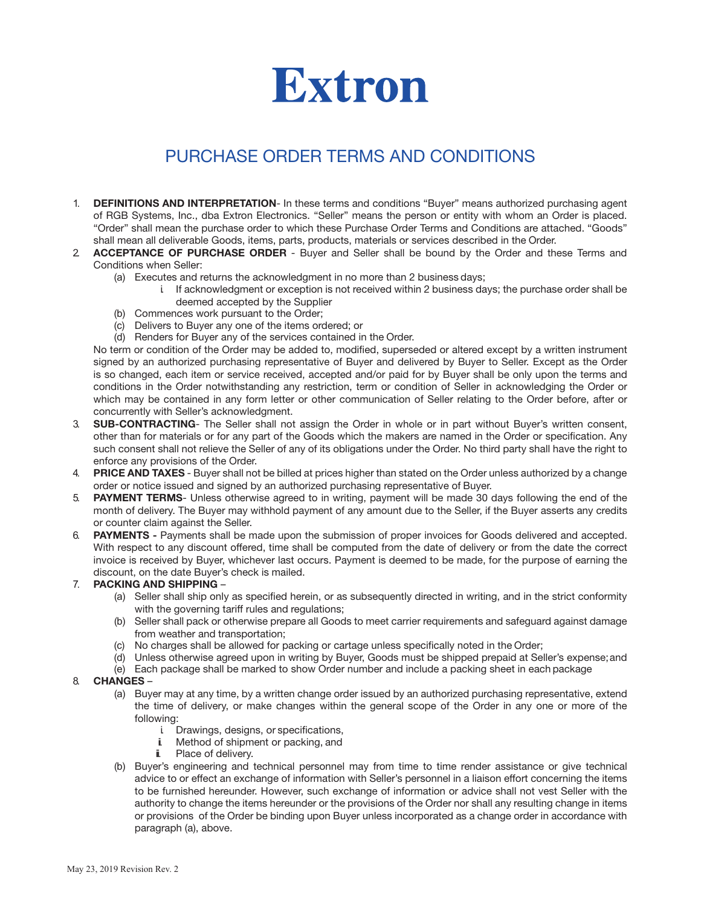# Extron

## PURCHASE ORDER TERMS AND CONDITIONS

1. **DEFINITIONS AND INTERPRETATION**- In these terms and conditions "Buyer" means authorized purchasing agent of RGB Systems, Inc., dba Extron Electronics. "Seller" means the person or entity with whom an Order is placed. "Order" shall mean the purchase order to which these Purchase Order Terms and Conditions are attached. "Goods" shall mean all deliverable Goods, items, parts, products, materials or services described in the Order.
2. **ACCEPTANCE OF PURCHASE ORDER** - Buyer and Seller shall be bound by the Order and these Terms and Conditions when Seller:
   - (a) Executes and returns the acknowledgment in no more than 2 business days;
     - i. If acknowledgment or exception is not received within 2 business days; the purchase order shall be deemed accepted by the Supplier
   - (b) Commences work pursuant to the Order;
   - (c) Delivers to Buyer any one of the items ordered; or
   - (d) Renders for Buyer any of the services contained in the Order.

   No term or condition of the Order may be added to, modified, superseded or altered except by a written instrument signed by an authorized purchasing representative of Buyer and delivered by Buyer to Seller. Except as the Order is so changed, each item or service received, accepted and/or paid for by Buyer shall be only upon the terms and conditions in the Order notwithstanding any restriction, term or condition of Seller in acknowledging the Order or which may be contained in any form letter or other communication of Seller relating to the Order before, after or concurrently with Seller's acknowledgment.
3. **SUB-CONTRACTING**- The Seller shall not assign the Order in whole or in part without Buyer's written consent, other than for materials or for any part of the Goods which the makers are named in the Order or specification. Any such consent shall not relieve the Seller of any of its obligations under the Order. No third party shall have the right to enforce any provisions of the Order.
4. **PRICE AND TAXES** - Buyer shall not be billed at prices higher than stated on the Order unless authorized by a change order or notice issued and signed by an authorized purchasing representative of Buyer.
5. **PAYMENT TERMS**- Unless otherwise agreed to in writing, payment will be made 30 days following the end of the month of delivery. The Buyer may withhold payment of any amount due to the Seller, if the Buyer asserts any credits or counter claim against the Seller.
6. **PAYMENTS -** Payments shall be made upon the submission of proper invoices for Goods delivered and accepted. With respect to any discount offered, time shall be computed from the date of delivery or from the date the correct invoice is received by Buyer, whichever last occurs. Payment is deemed to be made, for the purpose of earning the discount, on the date Buyer's check is mailed.
7. **PACKING AND SHIPPING** –
   - (a) Seller shall ship only as specified herein, or as subsequently directed in writing, and in the strict conformity with the governing tariff rules and regulations;
   - (b) Seller shall pack or otherwise prepare all Goods to meet carrier requirements and safeguard against damage from weather and transportation;
   - (c) No charges shall be allowed for packing or cartage unless specifically noted in the Order;
   - (d) Unless otherwise agreed upon in writing by Buyer, Goods must be shipped prepaid at Seller's expense; and
   - (e) Each package shall be marked to show Order number and include a packing sheet in each package
8. **CHANGES** –
   - (a) Buyer may at any time, by a written change order issued by an authorized purchasing representative, extend the time of delivery, or make changes within the general scope of the Order in any one or more of the following:
     - i. Drawings, designs, or specifications,
     - ii. Method of shipment or packing, and
     - iii. Place of delivery.
   - (b) Buyer's engineering and technical personnel may from time to time render assistance or give technical advice to or effect an exchange of information with Seller's personnel in a liaison effort concerning the items to be furnished hereunder. However, such exchange of information or advice shall not vest Seller with the authority to change the items hereunder or the provisions of the Order nor shall any resulting change in items or provisions of the Order be binding upon Buyer unless incorporated as a change order in accordance with paragraph (a), above.

May 23, 2019 Revision Rev. 2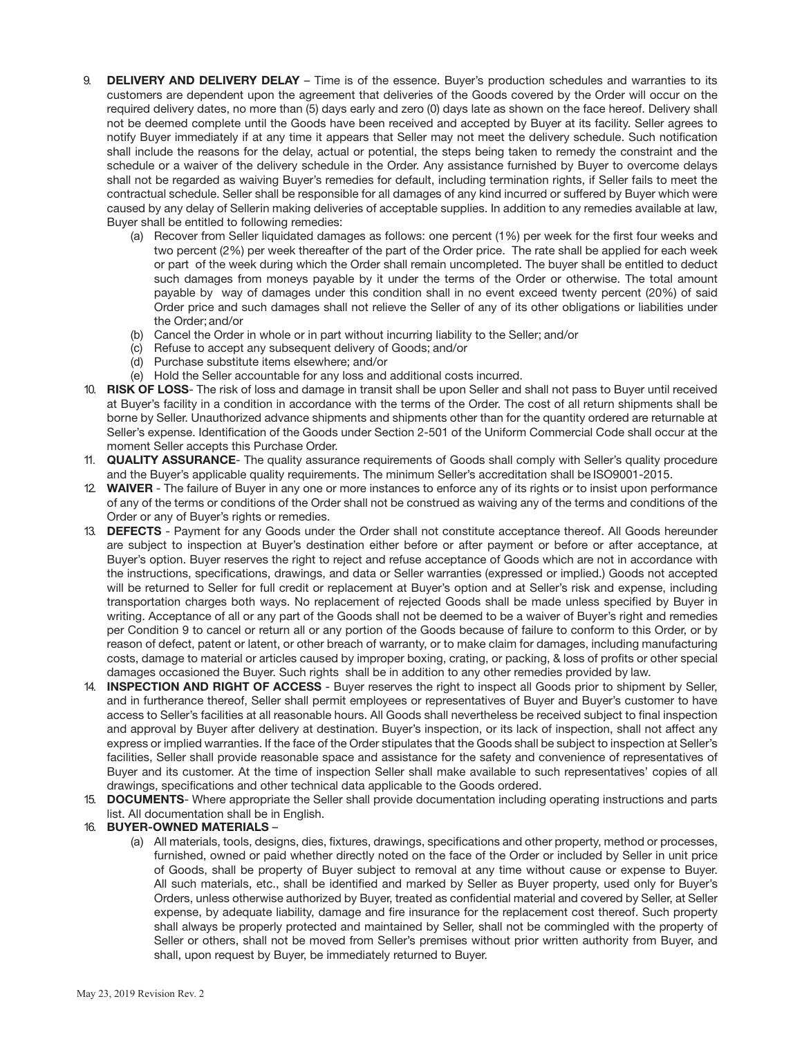9. **DELIVERY AND DELIVERY DELAY** – Time is of the essence. Buyer's production schedules and warranties to its customers are dependent upon the agreement that deliveries of the Goods covered by the Order will occur on the required delivery dates, no more than (5) days early and zero (0) days late as shown on the face hereof. Delivery shall not be deemed complete until the Goods have been received and accepted by Buyer at its facility. Seller agrees to notify Buyer immediately if at any time it appears that Seller may not meet the delivery schedule. Such notification shall include the reasons for the delay, actual or potential, the steps being taken to remedy the constraint and the schedule or a waiver of the delivery schedule in the Order. Any assistance furnished by Buyer to overcome delays shall not be regarded as waiving Buyer's remedies for default, including termination rights, if Seller fails to meet the contractual schedule. Seller shall be responsible for all damages of any kind incurred or suffered by Buyer which were caused by any delay of Sellerin making deliveries of acceptable supplies. In addition to any remedies available at law, Buyer shall be entitled to following remedies:
   (a) Recover from Seller liquidated damages as follows: one percent (1%) per week for the first four weeks and two percent (2%) per week thereafter of the part of the Order price. The rate shall be applied for each week or part of the week during which the Order shall remain uncompleted. The buyer shall be entitled to deduct such damages from moneys payable by it under the terms of the Order or otherwise. The total amount payable by way of damages under this condition shall in no event exceed twenty percent (20%) of said Order price and such damages shall not relieve the Seller of any of its other obligations or liabilities under the Order; and/or
   (b) Cancel the Order in whole or in part without incurring liability to the Seller; and/or
   (c) Refuse to accept any subsequent delivery of Goods; and/or
   (d) Purchase substitute items elsewhere; and/or
   (e) Hold the Seller accountable for any loss and additional costs incurred.
10. **RISK OF LOSS**- The risk of loss and damage in transit shall be upon Seller and shall not pass to Buyer until received at Buyer's facility in a condition in accordance with the terms of the Order. The cost of all return shipments shall be borne by Seller. Unauthorized advance shipments and shipments other than for the quantity ordered are returnable at Seller's expense. Identification of the Goods under Section 2-501 of the Uniform Commercial Code shall occur at the moment Seller accepts this Purchase Order.
11. **QUALITY ASSURANCE**- The quality assurance requirements of Goods shall comply with Seller's quality procedure and the Buyer's applicable quality requirements. The minimum Seller's accreditation shall be ISO9001-2015.
12. **WAIVER** - The failure of Buyer in any one or more instances to enforce any of its rights or to insist upon performance of any of the terms or conditions of the Order shall not be construed as waiving any of the terms and conditions of the Order or any of Buyer's rights or remedies.
13. **DEFECTS** - Payment for any Goods under the Order shall not constitute acceptance thereof. All Goods hereunder are subject to inspection at Buyer's destination either before or after payment or before or after acceptance, at Buyer's option. Buyer reserves the right to reject and refuse acceptance of Goods which are not in accordance with the instructions, specifications, drawings, and data or Seller warranties (expressed or implied.) Goods not accepted will be returned to Seller for full credit or replacement at Buyer's option and at Seller's risk and expense, including transportation charges both ways. No replacement of rejected Goods shall be made unless specified by Buyer in writing. Acceptance of all or any part of the Goods shall not be deemed to be a waiver of Buyer's right and remedies per Condition 9 to cancel or return all or any portion of the Goods because of failure to conform to this Order, or by reason of defect, patent or latent, or other breach of warranty, or to make claim for damages, including manufacturing costs, damage to material or articles caused by improper boxing, crating, or packing, & loss of profits or other special damages occasioned the Buyer. Such rights shall be in addition to any other remedies provided by law.
14. **INSPECTION AND RIGHT OF ACCESS** - Buyer reserves the right to inspect all Goods prior to shipment by Seller, and in furtherance thereof, Seller shall permit employees or representatives of Buyer and Buyer's customer to have access to Seller's facilities at all reasonable hours. All Goods shall nevertheless be received subject to final inspection and approval by Buyer after delivery at destination. Buyer's inspection, or its lack of inspection, shall not affect any express or implied warranties. If the face of the Order stipulates that the Goods shall be subject to inspection at Seller's facilities, Seller shall provide reasonable space and assistance for the safety and convenience of representatives of Buyer and its customer. At the time of inspection Seller shall make available to such representatives' copies of all drawings, specifications and other technical data applicable to the Goods ordered.
15. **DOCUMENTS**- Where appropriate the Seller shall provide documentation including operating instructions and parts list. All documentation shall be in English.
16. **BUYER-OWNED MATERIALS** –
   (a) All materials, tools, designs, dies, fixtures, drawings, specifications and other property, method or processes, furnished, owned or paid whether directly noted on the face of the Order or included by Seller in unit price of Goods, shall be property of Buyer subject to removal at any time without cause or expense to Buyer. All such materials, etc., shall be identified and marked by Seller as Buyer property, used only for Buyer's Orders, unless otherwise authorized by Buyer, treated as confidential material and covered by Seller, at Seller expense, by adequate liability, damage and fire insurance for the replacement cost thereof. Such property shall always be properly protected and maintained by Seller, shall not be commingled with the property of Seller or others, shall not be moved from Seller's premises without prior written authority from Buyer, and shall, upon request by Buyer, be immediately returned to Buyer.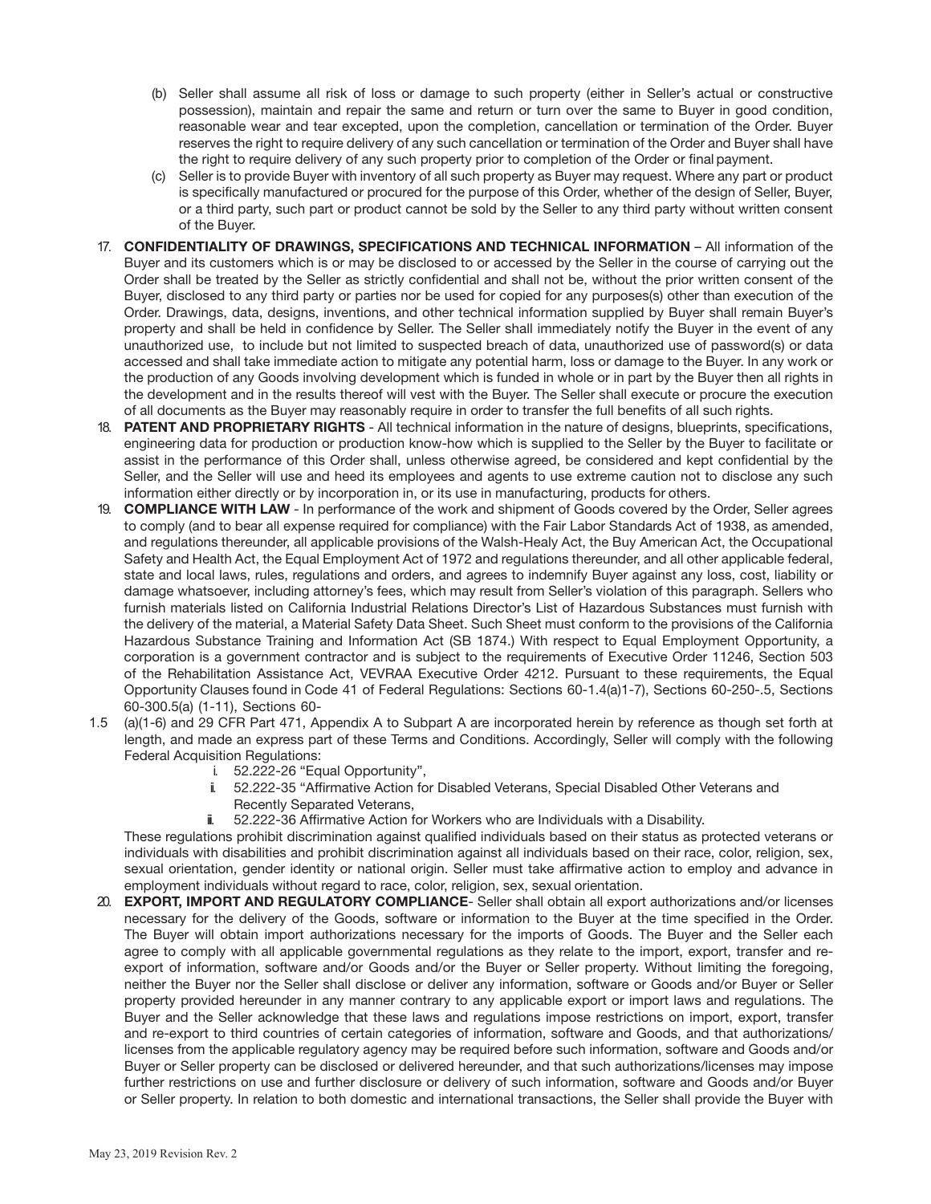(b) Seller shall assume all risk of loss or damage to such property (either in Seller's actual or constructive possession), maintain and repair the same and return or turn over the same to Buyer in good condition, reasonable wear and tear excepted, upon the completion, cancellation or termination of the Order. Buyer reserves the right to require delivery of any such cancellation or termination of the Order and Buyer shall have the right to require delivery of any such property prior to completion of the Order or final payment.

(c) Seller is to provide Buyer with inventory of all such property as Buyer may request. Where any part or product is specifically manufactured or procured for the purpose of this Order, whether of the design of Seller, Buyer, or a third party, such part or product cannot be sold by the Seller to any third party without written consent of the Buyer.

17. **CONFIDENTIALITY OF DRAWINGS, SPECIFICATIONS AND TECHNICAL INFORMATION** – All information of the Buyer and its customers which is or may be disclosed to or accessed by the Seller in the course of carrying out the Order shall be treated by the Seller as strictly confidential and shall not be, without the prior written consent of the Buyer, disclosed to any third party or parties nor be used for copied for any purposes(s) other than execution of the Order. Drawings, data, designs, inventions, and other technical information supplied by Buyer shall remain Buyer's property and shall be held in confidence by Seller. The Seller shall immediately notify the Buyer in the event of any unauthorized use, to include but not limited to suspected breach of data, unauthorized use of password(s) or data accessed and shall take immediate action to mitigate any potential harm, loss or damage to the Buyer. In any work or the production of any Goods involving development which is funded in whole or in part by the Buyer then all rights in the development and in the results thereof will vest with the Buyer. The Seller shall execute or procure the execution of all documents as the Buyer may reasonably require in order to transfer the full benefits of all such rights.

18. **PATENT AND PROPRIETARY RIGHTS** - All technical information in the nature of designs, blueprints, specifications, engineering data for production or production know-how which is supplied to the Seller by the Buyer to facilitate or assist in the performance of this Order shall, unless otherwise agreed, be considered and kept confidential by the Seller, and the Seller will use and heed its employees and agents to use extreme caution not to disclose any such information either directly or by incorporation in, or its use in manufacturing, products for others.

19. **COMPLIANCE WITH LAW** - In performance of the work and shipment of Goods covered by the Order, Seller agrees to comply (and to bear all expense required for compliance) with the Fair Labor Standards Act of 1938, as amended, and regulations thereunder, all applicable provisions of the Walsh-Healy Act, the Buy American Act, the Occupational Safety and Health Act, the Equal Employment Act of 1972 and regulations thereunder, and all other applicable federal, state and local laws, rules, regulations and orders, and agrees to indemnify Buyer against any loss, cost, liability or damage whatsoever, including attorney's fees, which may result from Seller's violation of this paragraph. Sellers who furnish materials listed on California Industrial Relations Director's List of Hazardous Substances must furnish with the delivery of the material, a Material Safety Data Sheet. Such Sheet must conform to the provisions of the California Hazardous Substance Training and Information Act (SB 1874.) With respect to Equal Employment Opportunity, a corporation is a government contractor and is subject to the requirements of Executive Order 11246, Section 503 of the Rehabilitation Assistance Act, VEVRAA Executive Order 4212. Pursuant to these requirements, the Equal Opportunity Clauses found in Code 41 of Federal Regulations: Sections 60-1.4(a)1-7), Sections 60-250-.5, Sections 60-300.5(a) (1-11), Sections 60-
1.5 (a)(1-6) and 29 CFR Part 471, Appendix A to Subpart A are incorporated herein by reference as though set forth at length, and made an express part of these Terms and Conditions. Accordingly, Seller will comply with the following Federal Acquisition Regulations:

   i. 52.222-26 "Equal Opportunity",
   ii. 52.222-35 "Affirmative Action for Disabled Veterans, Special Disabled Other Veterans and Recently Separated Veterans,
   iii. 52.222-36 Affirmative Action for Workers who are Individuals with a Disability.

   These regulations prohibit discrimination against qualified individuals based on their status as protected veterans or individuals with disabilities and prohibit discrimination against all individuals based on their race, color, religion, sex, sexual orientation, gender identity or national origin. Seller must take affirmative action to employ and advance in employment individuals without regard to race, color, religion, sex, sexual orientation.

20. **EXPORT, IMPORT AND REGULATORY COMPLIANCE**- Seller shall obtain all export authorizations and/or licenses necessary for the delivery of the Goods, software or information to the Buyer at the time specified in the Order. The Buyer will obtain import authorizations necessary for the imports of Goods. The Buyer and the Seller each agree to comply with all applicable governmental regulations as they relate to the import, export, transfer and re-export of information, software and/or Goods and/or the Buyer or Seller property. Without limiting the foregoing, neither the Buyer nor the Seller shall disclose or deliver any information, software or Goods and/or Buyer or Seller property provided hereunder in any manner contrary to any applicable export or import laws and regulations. The Buyer and the Seller acknowledge that these laws and regulations impose restrictions on import, export, transfer and re-export to third countries of certain categories of information, software and Goods, and that authorizations/ licenses from the applicable regulatory agency may be required before such information, software and Goods and/or Buyer or Seller property can be disclosed or delivered hereunder, and that such authorizations/licenses may impose further restrictions on use and further disclosure or delivery of such information, software and Goods and/or Buyer or Seller property. In relation to both domestic and international transactions, the Seller shall provide the Buyer with

May 23, 2019 Revision Rev. 2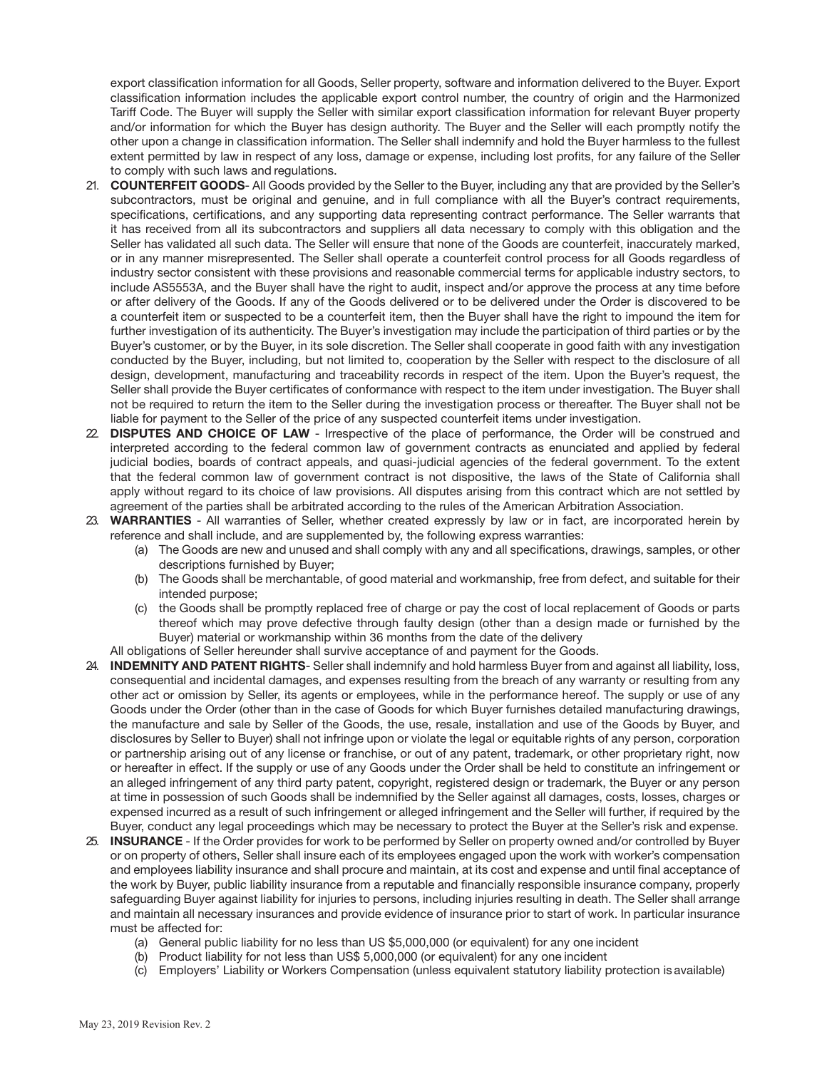export classification information for all Goods, Seller property, software and information delivered to the Buyer. Export classification information includes the applicable export control number, the country of origin and the Harmonized Tariff Code. The Buyer will supply the Seller with similar export classification information for relevant Buyer property and/or information for which the Buyer has design authority. The Buyer and the Seller will each promptly notify the other upon a change in classification information. The Seller shall indemnify and hold the Buyer harmless to the fullest extent permitted by law in respect of any loss, damage or expense, including lost profits, for any failure of the Seller to comply with such laws and regulations.

21. **COUNTERFEIT GOODS**- All Goods provided by the Seller to the Buyer, including any that are provided by the Seller's subcontractors, must be original and genuine, and in full compliance with all the Buyer's contract requirements, specifications, certifications, and any supporting data representing contract performance. The Seller warrants that it has received from all its subcontractors and suppliers all data necessary to comply with this obligation and the Seller has validated all such data. The Seller will ensure that none of the Goods are counterfeit, inaccurately marked, or in any manner misrepresented. The Seller shall operate a counterfeit control process for all Goods regardless of industry sector consistent with these provisions and reasonable commercial terms for applicable industry sectors, to include AS5553A, and the Buyer shall have the right to audit, inspect and/or approve the process at any time before or after delivery of the Goods. If any of the Goods delivered or to be delivered under the Order is discovered to be a counterfeit item or suspected to be a counterfeit item, then the Buyer shall have the right to impound the item for further investigation of its authenticity. The Buyer's investigation may include the participation of third parties or by the Buyer's customer, or by the Buyer, in its sole discretion. The Seller shall cooperate in good faith with any investigation conducted by the Buyer, including, but not limited to, cooperation by the Seller with respect to the disclosure of all design, development, manufacturing and traceability records in respect of the item. Upon the Buyer's request, the Seller shall provide the Buyer certificates of conformance with respect to the item under investigation. The Buyer shall not be required to return the item to the Seller during the investigation process or thereafter. The Buyer shall not be liable for payment to the Seller of the price of any suspected counterfeit items under investigation.
22. **DISPUTES AND CHOICE OF LAW** - Irrespective of the place of performance, the Order will be construed and interpreted according to the federal common law of government contracts as enunciated and applied by federal judicial bodies, boards of contract appeals, and quasi-judicial agencies of the federal government. To the extent that the federal common law of government contract is not dispositive, the laws of the State of California shall apply without regard to its choice of law provisions. All disputes arising from this contract which are not settled by agreement of the parties shall be arbitrated according to the rules of the American Arbitration Association.
23. **WARRANTIES** - All warranties of Seller, whether created expressly by law or in fact, are incorporated herein by reference and shall include, and are supplemented by, the following express warranties:
    (a) The Goods are new and unused and shall comply with any and all specifications, drawings, samples, or other descriptions furnished by Buyer;
    (b) The Goods shall be merchantable, of good material and workmanship, free from defect, and suitable for their intended purpose;
    (c) the Goods shall be promptly replaced free of charge or pay the cost of local replacement of Goods or parts thereof which may prove defective through faulty design (other than a design made or furnished by the Buyer) material or workmanship within 36 months from the date of the delivery

    All obligations of Seller hereunder shall survive acceptance of and payment for the Goods.
24. **INDEMNITY AND PATENT RIGHTS**- Seller shall indemnify and hold harmless Buyer from and against all liability, loss, consequential and incidental damages, and expenses resulting from the breach of any warranty or resulting from any other act or omission by Seller, its agents or employees, while in the performance hereof. The supply or use of any Goods under the Order (other than in the case of Goods for which Buyer furnishes detailed manufacturing drawings, the manufacture and sale by Seller of the Goods, the use, resale, installation and use of the Goods by Buyer, and disclosures by Seller to Buyer) shall not infringe upon or violate the legal or equitable rights of any person, corporation or partnership arising out of any license or franchise, or out of any patent, trademark, or other proprietary right, now or hereafter in effect. If the supply or use of any Goods under the Order shall be held to constitute an infringement or an alleged infringement of any third party patent, copyright, registered design or trademark, the Buyer or any person at time in possession of such Goods shall be indemnified by the Seller against all damages, costs, losses, charges or expensed incurred as a result of such infringement or alleged infringement and the Seller will further, if required by the Buyer, conduct any legal proceedings which may be necessary to protect the Buyer at the Seller's risk and expense.
25. **INSURANCE** - If the Order provides for work to be performed by Seller on property owned and/or controlled by Buyer or on property of others, Seller shall insure each of its employees engaged upon the work with worker's compensation and employees liability insurance and shall procure and maintain, at its cost and expense and until final acceptance of the work by Buyer, public liability insurance from a reputable and financially responsible insurance company, properly safeguarding Buyer against liability for injuries to persons, including injuries resulting in death. The Seller shall arrange and maintain all necessary insurances and provide evidence of insurance prior to start of work. In particular insurance must be affected for:
    (a) General public liability for no less than US $5,000,000 (or equivalent) for any one incident
    (b) Product liability for not less than US$ 5,000,000 (or equivalent) for any one incident
    (c) Employers' Liability or Workers Compensation (unless equivalent statutory liability protection is available)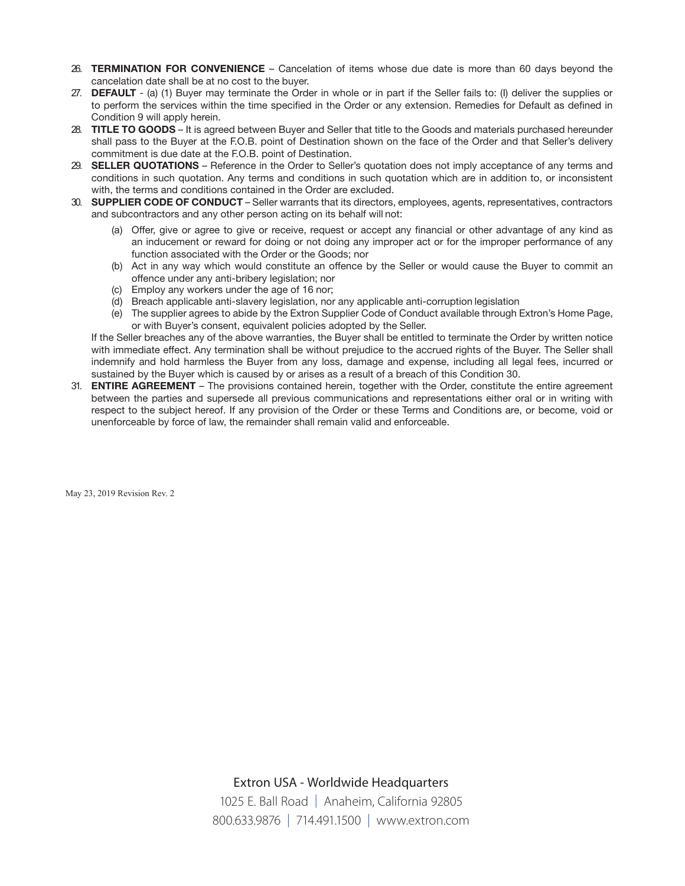26. **TERMINATION FOR CONVENIENCE** – Cancelation of items whose due date is more than 60 days beyond the cancelation date shall be at no cost to the buyer.
27. **DEFAULT** - (a) (1) Buyer may terminate the Order in whole or in part if the Seller fails to: (l) deliver the supplies or to perform the services within the time specified in the Order or any extension. Remedies for Default as defined in Condition 9 will apply herein.
28. **TITLE TO GOODS** – It is agreed between Buyer and Seller that title to the Goods and materials purchased hereunder shall pass to the Buyer at the F.O.B. point of Destination shown on the face of the Order and that Seller's delivery commitment is due date at the F.O.B. point of Destination.
29. **SELLER QUOTATIONS** – Reference in the Order to Seller's quotation does not imply acceptance of any terms and conditions in such quotation. Any terms and conditions in such quotation which are in addition to, or inconsistent with, the terms and conditions contained in the Order are excluded.
30. **SUPPLIER CODE OF CONDUCT** – Seller warrants that its directors, employees, agents, representatives, contractors and subcontractors and any other person acting on its behalf will not:
    (a) Offer, give or agree to give or receive, request or accept any financial or other advantage of any kind as an inducement or reward for doing or not doing any improper act or for the improper performance of any function associated with the Order or the Goods; nor
    (b) Act in any way which would constitute an offence by the Seller or would cause the Buyer to commit an offence under any anti-bribery legislation; nor
    (c) Employ any workers under the age of 16 nor;
    (d) Breach applicable anti-slavery legislation, nor any applicable anti-corruption legislation
    (e) The supplier agrees to abide by the Extron Supplier Code of Conduct available through Extron's Home Page, or with Buyer's consent, equivalent policies adopted by the Seller.

    If the Seller breaches any of the above warranties, the Buyer shall be entitled to terminate the Order by written notice with immediate effect. Any termination shall be without prejudice to the accrued rights of the Buyer. The Seller shall indemnify and hold harmless the Buyer from any loss, damage and expense, including all legal fees, incurred or sustained by the Buyer which is caused by or arises as a result of a breach of this Condition 30.
31. **ENTIRE AGREEMENT** – The provisions contained herein, together with the Order, constitute the entire agreement between the parties and supersede all previous communications and representations either oral or in writing with respect to the subject hereof. If any provision of the Order or these Terms and Conditions are, or become, void or unenforceable by force of law, the remainder shall remain valid and enforceable.

May 23, 2019 Revision Rev. 2

Extron USA - Worldwide Headquarters
1025 E. Ball Road | Anaheim, California 92805
800.633.9876 | 714.491.1500 | www.extron.com